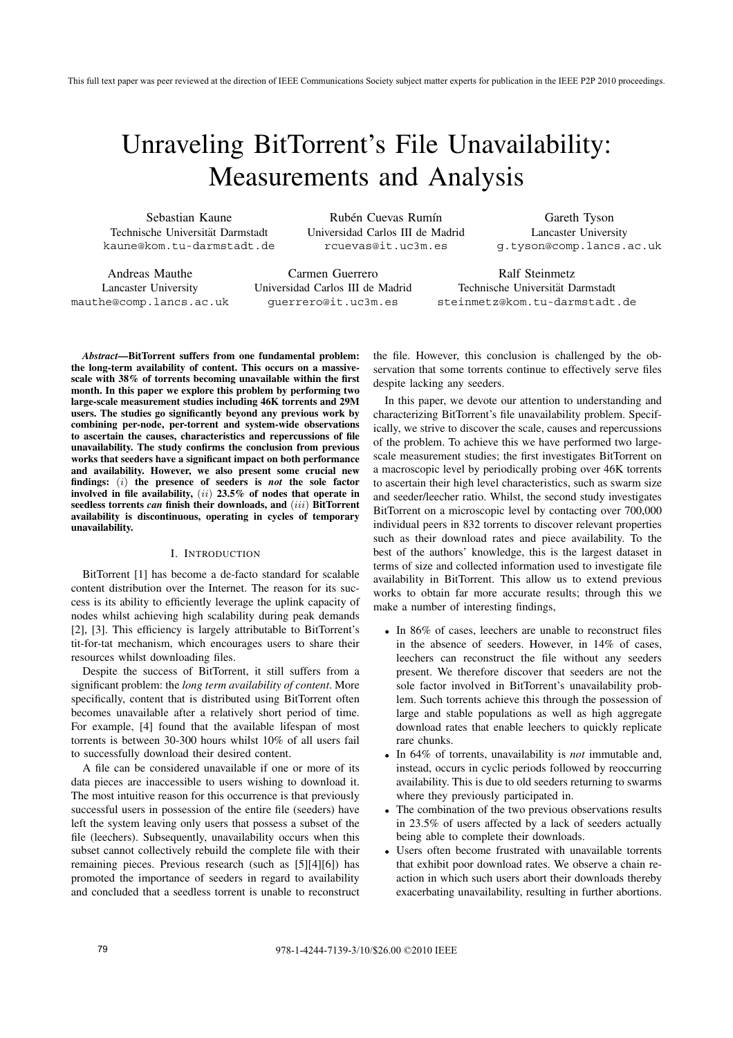# Unraveling BitTorrent's File Unavailability: Measurements and Analysis

Sebastian Kaune
Technische Universität Darmstadt
kaune@kom.tu-darmstadt.de

Rubén Cuevas Rumín
Universidad Carlos III de Madrid
rcuevas@it.uc3m.es

Gareth Tyson
Lancaster University
g.tyson@comp.lancs.ac.uk

Andreas Mauthe
Lancaster University
mauthe@comp.lancs.ac.uk

Carmen Guerrero
Universidad Carlos III de Madrid
guerrero@it.uc3m.es

Ralf Steinmetz
Technische Universität Darmstadt
steinmetz@kom.tu-darmstadt.de

***Abstract*—BitTorrent suffers from one fundamental problem: the long-term availability of content. This occurs on a massive-scale with 38% of torrents becoming unavailable within the first month. In this paper we explore this problem by performing two large-scale measurement studies including 46K torrents and 29M users. The studies go significantly beyond any previous work by combining per-node, per-torrent and system-wide observations to ascertain the causes, characteristics and repercussions of file unavailability. The study confirms the conclusion from previous works that seeders have a significant impact on both performance and availability. However, we also present some crucial new findings: $(i)$ the presence of seeders is *not* the sole factor involved in file availability, $(ii)$ 23.5% of nodes that operate in seedless torrents *can* finish their downloads, and $(iii)$ BitTorrent availability is discontinuous, operating in cycles of temporary unavailability.**

## I. Introduction

BitTorrent [1] has become a de-facto standard for scalable content distribution over the Internet. The reason for its success is its ability to efficiently leverage the uplink capacity of nodes whilst achieving high scalability during peak demands [2], [3]. This efficiency is largely attributable to BitTorrent's tit-for-tat mechanism, which encourages users to share their resources whilst downloading files.

Despite the success of BitTorrent, it still suffers from a significant problem: the *long term availability of content*. More specifically, content that is distributed using BitTorrent often becomes unavailable after a relatively short period of time. For example, [4] found that the available lifespan of most torrents is between 30-300 hours whilst 10% of all users fail to successfully download their desired content.

A file can be considered unavailable if one or more of its data pieces are inaccessible to users wishing to download it. The most intuitive reason for this occurrence is that previously successful users in possession of the entire file (seeders) have left the system leaving only users that possess a subset of the file (leechers). Subsequently, unavailability occurs when this subset cannot collectively rebuild the complete file with their remaining pieces. Previous research (such as [5][4][6]) has promoted the importance of seeders in regard to availability and concluded that a seedless torrent is unable to reconstruct the file. However, this conclusion is challenged by the observation that some torrents continue to effectively serve files despite lacking any seeders.

In this paper, we devote our attention to understanding and characterizing BitTorrent's file unavailability problem. Specifically, we strive to discover the scale, causes and repercussions of the problem. To achieve this we have performed two large-scale measurement studies; the first investigates BitTorrent on a macroscopic level by periodically probing over 46K torrents to ascertain their high level characteristics, such as swarm size and seeder/leecher ratio. Whilst, the second study investigates BitTorrent on a microscopic level by contacting over 700,000 individual peers in 832 torrents to discover relevant properties such as their download rates and piece availability. To the best of the authors' knowledge, this is the largest dataset in terms of size and collected information used to investigate file availability in BitTorrent. This allow us to extend previous works to obtain far more accurate results; through this we make a number of interesting findings,

- In 86% of cases, leechers are unable to reconstruct files in the absence of seeders. However, in 14% of cases, leechers can reconstruct the file without any seeders present. We therefore discover that seeders are not the sole factor involved in BitTorrent's unavailability problem. Such torrents achieve this through the possession of large and stable populations as well as high aggregate download rates that enable leechers to quickly replicate rare chunks.
- In 64% of torrents, unavailability is *not* immutable and, instead, occurs in cyclic periods followed by reoccurring availability. This is due to old seeders returning to swarms where they previously participated in.
- The combination of the two previous observations results in 23.5% of users affected by a lack of seeders actually being able to complete their downloads.
- Users often become frustrated with unavailable torrents that exhibit poor download rates. We observe a chain reaction in which such users abort their downloads thereby exacerbating unavailability, resulting in further abortions.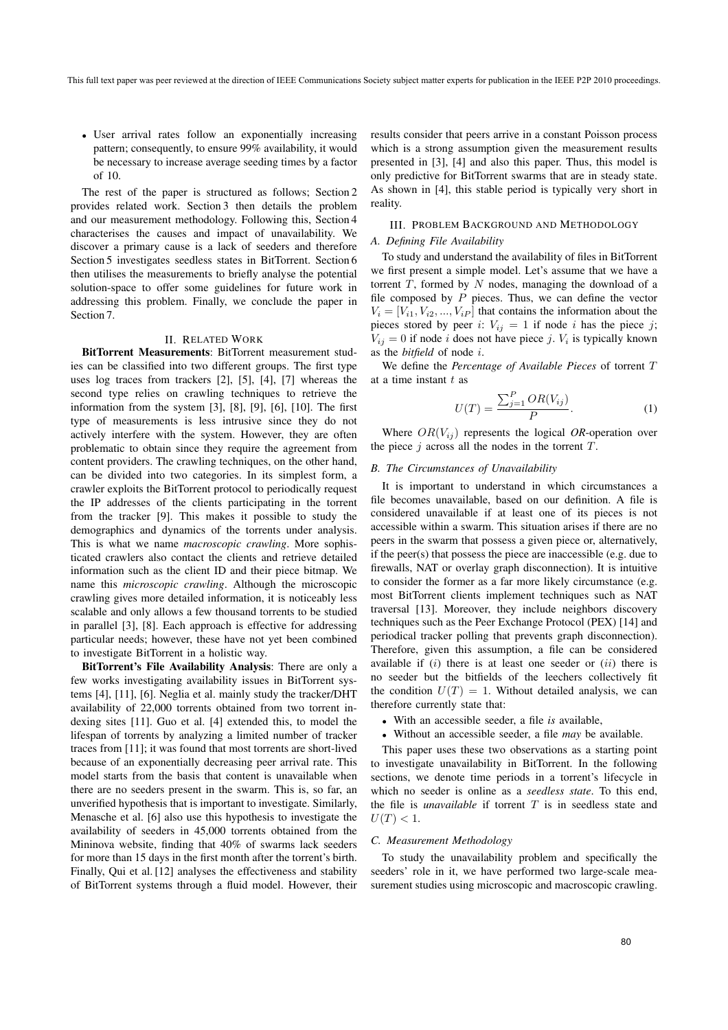- User arrival rates follow an exponentially increasing pattern; consequently, to ensure 99% availability, it would be necessary to increase average seeding times by a factor of 10.

The rest of the paper is structured as follows; Section 2 provides related work. Section 3 then details the problem and our measurement methodology. Following this, Section 4 characterises the causes and impact of unavailability. We discover a primary cause is a lack of seeders and therefore Section 5 investigates seedless states in BitTorrent. Section 6 then utilises the measurements to briefly analyse the potential solution-space to offer some guidelines for future work in addressing this problem. Finally, we conclude the paper in Section 7.

## II. Related Work

**BitTorrent Measurements**: BitTorrent measurement studies can be classified into two different groups. The first type uses log traces from trackers [2], [5], [4], [7] whereas the second type relies on crawling techniques to retrieve the information from the system [3], [8], [9], [6], [10]. The first type of measurements is less intrusive since they do not actively interfere with the system. However, they are often problematic to obtain since they require the agreement from content providers. The crawling techniques, on the other hand, can be divided into two categories. In its simplest form, a crawler exploits the BitTorrent protocol to periodically request the IP addresses of the clients participating in the torrent from the tracker [9]. This makes it possible to study the demographics and dynamics of the torrents under analysis. This is what we name *macroscopic crawling*. More sophisticated crawlers also contact the clients and retrieve detailed information such as the client ID and their piece bitmap. We name this *microscopic crawling*. Although the microscopic crawling gives more detailed information, it is noticeably less scalable and only allows a few thousand torrents to be studied in parallel [3], [8]. Each approach is effective for addressing particular needs; however, these have not yet been combined to investigate BitTorrent in a holistic way.

**BitTorrent's File Availability Analysis**: There are only a few works investigating availability issues in BitTorrent systems [4], [11], [6]. Neglia et al. mainly study the tracker/DHT availability of 22,000 torrents obtained from two torrent indexing sites [11]. Guo et al. [4] extended this, to model the lifespan of torrents by analyzing a limited number of tracker traces from [11]; it was found that most torrents are short-lived because of an exponentially decreasing peer arrival rate. This model starts from the basis that content is unavailable when there are no seeders present in the swarm. This is, so far, an unverified hypothesis that is important to investigate. Similarly, Menasche et al. [6] also use this hypothesis to investigate the availability of seeders in 45,000 torrents obtained from the Mininova website, finding that 40% of swarms lack seeders for more than 15 days in the first month after the torrent's birth. Finally, Qui et al. [12] analyses the effectiveness and stability of BitTorrent systems through a fluid model. However, their results consider that peers arrive in a constant Poisson process which is a strong assumption given the measurement results presented in [3], [4] and also this paper. Thus, this model is only predictive for BitTorrent swarms that are in steady state. As shown in [4], this stable period is typically very short in reality.

## III. Problem Background and Methodology

### A. Defining File Availability

To study and understand the availability of files in BitTorrent we first present a simple model. Let's assume that we have a torrent $T$, formed by $N$ nodes, managing the download of a file composed by $P$ pieces. Thus, we can define the vector $V_i = [V_{i1}, V_{i2}, ..., V_{iP}]$ that contains the information about the pieces stored by peer $i$: $V_{ij} = 1$ if node $i$ has the piece $j$; $V_{ij} = 0$ if node $i$ does not have piece $j$. $V_i$ is typically known as the *bitfield* of node $i$.

We define the *Percentage of Available Pieces* of torrent $T$ at a time instant $t$ as

$$U(T) = \frac{\sum_{j=1}^{P} OR(V_{ij})}{P}. \tag{1}$$

Where $OR(V_{ij})$ represents the logical *OR*-operation over the piece $j$ across all the nodes in the torrent $T$.

### B. The Circumstances of Unavailability

It is important to understand in which circumstances a file becomes unavailable, based on our definition. A file is considered unavailable if at least one of its pieces is not accessible within a swarm. This situation arises if there are no peers in the swarm that possess a given piece or, alternatively, if the peer(s) that possess the piece are inaccessible (e.g. due to firewalls, NAT or overlay graph disconnection). It is intuitive to consider the former as a far more likely circumstance (e.g. most BitTorrent clients implement techniques such as NAT traversal [13]. Moreover, they include neighbors discovery techniques such as the Peer Exchange Protocol (PEX) [14] and periodical tracker polling that prevents graph disconnection). Therefore, given this assumption, a file can be considered available if $(i)$ there is at least one seeder or $(ii)$ there is no seeder but the bitfields of the leechers collectively fit the condition $U(T) = 1$. Without detailed analysis, we can therefore currently state that:

- With an accessible seeder, a file *is* available,
- Without an accessible seeder, a file *may* be available.

This paper uses these two observations as a starting point to investigate unavailability in BitTorrent. In the following sections, we denote time periods in a torrent's lifecycle in which no seeder is online as a *seedless state*. To this end, the file is *unavailable* if torrent $T$ is in seedless state and $U(T) < 1$.

### C. Measurement Methodology

To study the unavailability problem and specifically the seeders' role in it, we have performed two large-scale measurement studies using microscopic and macroscopic crawling.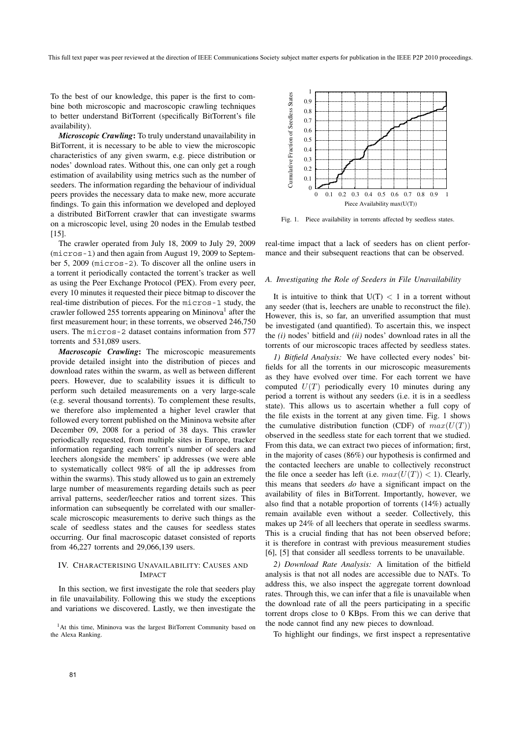To the best of our knowledge, this paper is the first to combine both microscopic and macroscopic crawling techniques to better understand BitTorrent (specifically BitTorrent's file availability).

***Microscopic Crawling*:** To truly understand unavailability in BitTorrent, it is necessary to be able to view the microscopic characteristics of any given swarm, e.g. piece distribution or nodes' download rates. Without this, one can only get a rough estimation of availability using metrics such as the number of seeders. The information regarding the behaviour of individual peers provides the necessary data to make new, more accurate findings. To gain this information we developed and deployed a distributed BitTorrent crawler that can investigate swarms on a microscopic level, using 20 nodes in the Emulab testbed [15].

The crawler operated from July 18, 2009 to July 29, 2009 (`micros-1`) and then again from August 19, 2009 to September 5, 2009 (`micros-2`). To discover all the online users in a torrent it periodically contacted the torrent's tracker as well as using the Peer Exchange Protocol (PEX). From every peer, every 10 minutes it requested their piece bitmap to discover the real-time distribution of pieces. For the `micros-1` study, the crawler followed 255 torrents appearing on Mininova[1] after the first measurement hour; in these torrents, we observed 246,750 users. The `micros-2` dataset contains information from 577 torrents and 531,089 users.

***Macroscopic Crawling*:** The microscopic measurements provide detailed insight into the distribution of pieces and download rates within the swarm, as well as between different peers. However, due to scalability issues it is difficult to perform such detailed measurements on a very large-scale (e.g. several thousand torrents). To complement these results, we therefore also implemented a higher level crawler that followed every torrent published on the Mininova website after December 09, 2008 for a period of 38 days. This crawler periodically requested, from multiple sites in Europe, tracker information regarding each torrent's number of seeders and leechers alongside the members' ip addresses (we were able to systematically collect 98% of all the ip addresses from within the swarms). This study allowed us to gain an extremely large number of measurements regarding details such as peer arrival patterns, seeder/leecher ratios and torrent sizes. This information can subsequently be correlated with our smaller-scale microscopic measurements to derive such things as the scale of seedless states and the causes for seedless states occurring. Our final macroscopic dataset consisted of reports from 46,227 torrents and 29,066,139 users.

## IV. Characterising Unavailability: Causes and Impact

In this section, we first investigate the role that seeders play in file unavailability. Following this we study the exceptions and variations we discovered. Lastly, we then investigate the real-time impact that a lack of seeders has on client performance and their subsequent reactions that can be observed.

[1] At this time, Mininova was the largest BitTorrent Community based on the Alexa Ranking.

Fig. 1. Piece availability in torrents affected by seedless states.

### A. Investigating the Role of Seeders in File Unavailability

It is intuitive to think that $U(T) < 1$ in a torrent without any seeder (that is, leechers are unable to reconstruct the file). However, this is, so far, an unverified assumption that must be investigated (and quantified). To ascertain this, we inspect the *(i)* nodes' bitfield and *(ii)* nodes' download rates in all the torrents of our microscopic traces affected by seedless states.

*1) Bitfield Analysis:* We have collected every nodes' bitfields for all the torrents in our microscopic measurements as they have evolved over time. For each torrent we have computed $U(T)$ periodically every 10 minutes during any period a torrent is without any seeders (i.e. it is in a seedless state). This allows us to ascertain whether a full copy of the file exists in the torrent at any given time. Fig. 1 shows the cumulative distribution function (CDF) of $max(U(T))$ observed in the seedless state for each torrent that we studied. From this data, we can extract two pieces of information; first, in the majority of cases (86%) our hypothesis is confirmed and the contacted leechers are unable to collectively reconstruct the file once a seeder has left (i.e. $max(U(T)) < 1$). Clearly, this means that seeders *do* have a significant impact on the availability of files in BitTorrent. Importantly, however, we also find that a notable proportion of torrents (14%) actually remain available even without a seeder. Collectively, this makes up 24% of all leechers that operate in seedless swarms. This is a crucial finding that has not been observed before; it is therefore in contrast with previous measurement studies [6], [5] that consider all seedless torrents to be unavailable.

*2) Download Rate Analysis:* A limitation of the bitfield analysis is that not all nodes are accessible due to NATs. To address this, we also inspect the aggregate torrent download rates. Through this, we can infer that a file is unavailable when the download rate of all the peers participating in a specific torrent drops close to 0 KBps. From this we can derive that the node cannot find any new pieces to download.

To highlight our findings, we first inspect a representative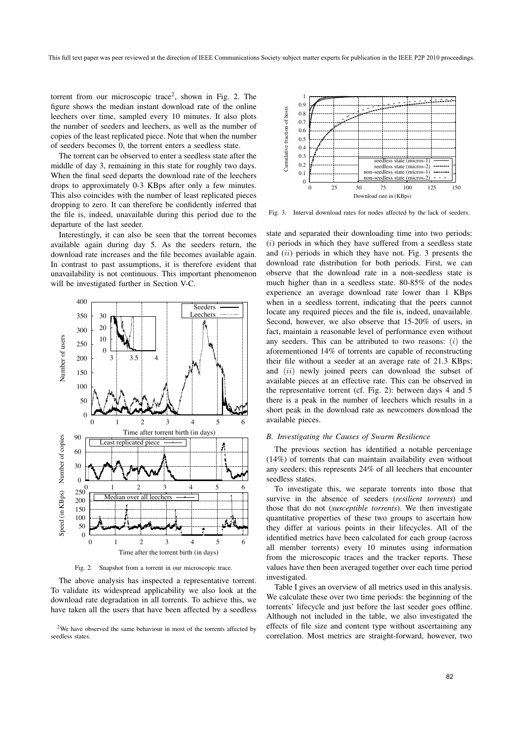torrent from our microscopic trace[2], shown in Fig. 2. The figure shows the median instant download rate of the online leechers over time, sampled every 10 minutes. It also plots the number of seeders and leechers, as well as the number of copies of the least replicated piece. Note that when the number of seeders becomes 0, the torrent enters a seedless state.

The torrent can be observed to enter a seedless state after the middle of day 3, remaining in this state for roughly two days. When the final seed departs the download rate of the leechers drops to approximately 0-3 KBps after only a few minutes. This also coincides with the number of least replicated pieces dropping to zero. It can therefore be confidently inferred that the file is, indeed, unavailable during this period due to the departure of the last seeder.

Interestingly, it can also be seen that the torrent becomes available again during day 5. As the seeders return, the download rate increases and the file becomes available again. In contrast to past assumptions, it is therefore evident that unavailability is not continuous. This important phenomenon will be investigated further in Section V-C.

Fig. 2. Snapshot from a torrent in our microscopic trace.

The above analysis has inspected a representative torrent. To validate its widespread applicability we also look at the download rate degradation in all torrents. To achieve this, we have taken all the users that have been affected by a seedless state and separated their downloading time into two periods: $(i)$ periods in which they have suffered from a seedless state and $(ii)$ periods in which they have not. Fig. 3 presents the download rate distribution for both periods. First, we can observe that the download rate in a non-seedless state is much higher than in a seedless state. 80-85% of the nodes experience an average download rate lower than 1 KBps when in a seedless torrent, indicating that the peers cannot locate any required pieces and the file is, indeed, unavailable. Second, however, we also observe that 15-20% of users, in fact, maintain a reasonable level of performance even without any seeders. This can be attributed to two reasons: $(i)$ the aforementioned 14% of torrents are capable of reconstructing their file without a seeder at an average rate of 21.3 KBps; and $(ii)$ newly joined peers can download the subset of available pieces at an effective rate. This can be observed in the representative torrent (cf. Fig. 2): between days 4 and 5 there is a peak in the number of leechers which results in a short peak in the download rate as newcomers download the available pieces.

Fig. 3. Interval download rates for nodes affected by the lack of seeders.

### B. Investigating the Causes of Swarm Resilience

The previous section has identified a notable percentage (14%) of torrents that can maintain availability even without any seeders; this represents 24% of all leechers that encounter seedless states.

To investigate this, we separate torrents into those that survive in the absence of seeders (*resilient torrents*) and those that do not (*susceptible torrents*). We then investigate quantitative properties of these two groups to ascertain how they differ at various points in their lifecycles. All of the identified metrics have been calculated for each group (across all member torrents) every 10 minutes using information from the microscopic traces and the tracker reports. These values have then been averaged together over each time period investigated.

Table I gives an overview of all metrics used in this analysis. We calculate these over two time periods: the beginning of the torrents' lifecycle and just before the last seeder goes offline. Although not included in the table, we also investigated the effects of file size and content type without ascertaining any correlation. Most metrics are straight-forward, however, two

[2] We have observed the same behaviour in most of the torrents affected by seedless states.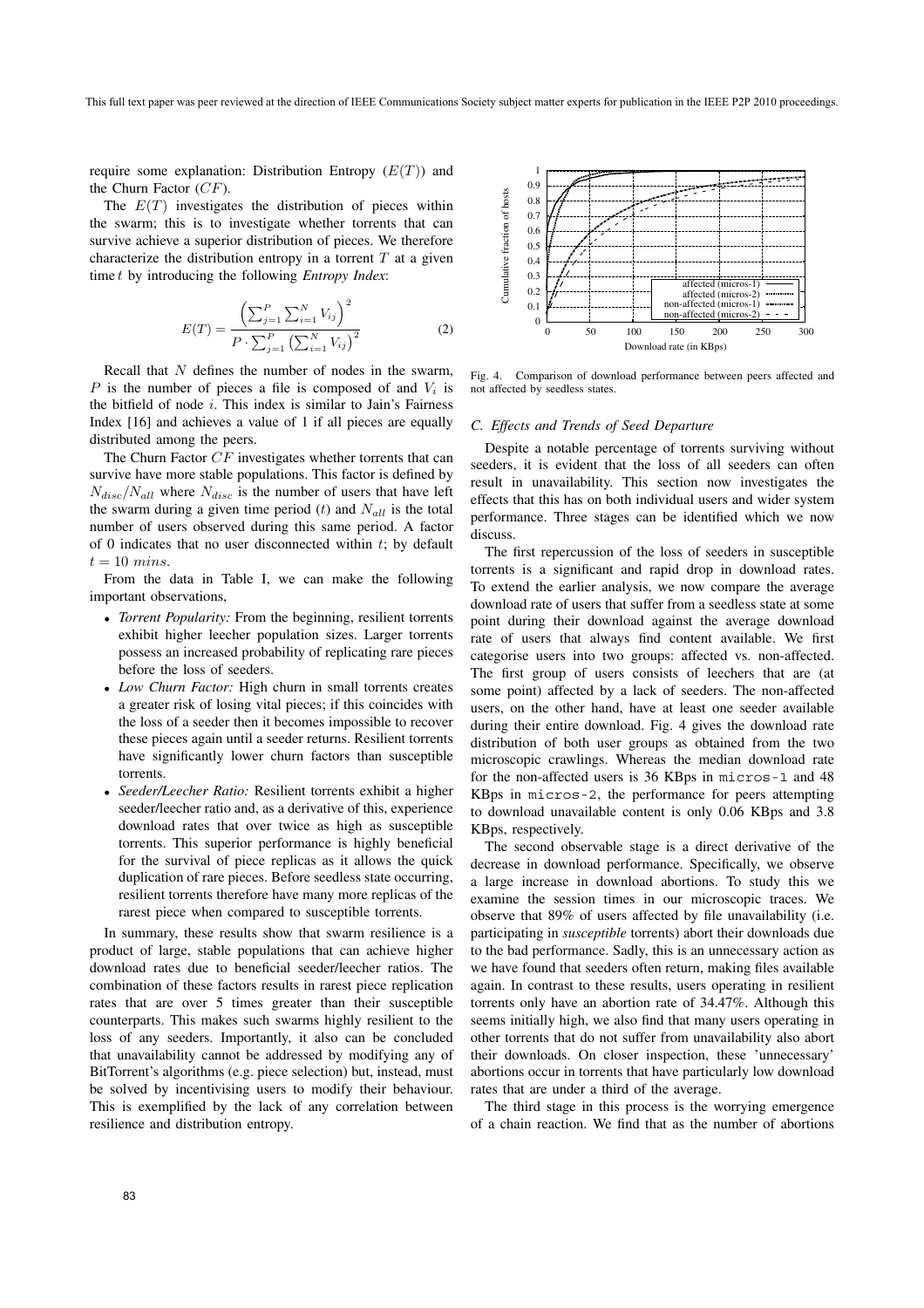require some explanation: Distribution Entropy ($E(T)$) and the Churn Factor ($CF$).

The $E(T)$ investigates the distribution of pieces within the swarm; this is to investigate whether torrents that can survive achieve a superior distribution of pieces. We therefore characterize the distribution entropy in a torrent $T$ at a given time $t$ by introducing the following *Entropy Index*:

$$E(T) = \frac{\left(\sum_{j=1}^{P}\sum_{i=1}^{N} V_{ij}\right)^2}{P \cdot \sum_{j=1}^{P}\left(\sum_{i=1}^{N} V_{ij}\right)^2} \tag{2}$$

Recall that $N$ defines the number of nodes in the swarm, $P$ is the number of pieces a file is composed of and $V_i$ is the bitfield of node $i$. This index is similar to Jain's Fairness Index [16] and achieves a value of 1 if all pieces are equally distributed among the peers.

The Churn Factor $CF$ investigates whether torrents that can survive have more stable populations. This factor is defined by $N_{disc}/N_{all}$ where $N_{disc}$ is the number of users that have left the swarm during a given time period ($t$) and $N_{all}$ is the total number of users observed during this same period. A factor of 0 indicates that no user disconnected within $t$; by default $t = 10\ mins$.

From the data in Table I, we can make the following important observations,

- *Torrent Popularity:* From the beginning, resilient torrents exhibit higher leecher population sizes. Larger torrents possess an increased probability of replicating rare pieces before the loss of seeders.
- *Low Churn Factor:* High churn in small torrents creates a greater risk of losing vital pieces; if this coincides with the loss of a seeder then it becomes impossible to recover these pieces again until a seeder returns. Resilient torrents have significantly lower churn factors than susceptible torrents.
- *Seeder/Leecher Ratio:* Resilient torrents exhibit a higher seeder/leecher ratio and, as a derivative of this, experience download rates that over twice as high as susceptible torrents. This superior performance is highly beneficial for the survival of piece replicas as it allows the quick duplication of rare pieces. Before seedless state occurring, resilient torrents therefore have many more replicas of the rarest piece when compared to susceptible torrents.

In summary, these results show that swarm resilience is a product of large, stable populations that can achieve higher download rates due to beneficial seeder/leecher ratios. The combination of these factors results in rarest piece replication rates that are over 5 times greater than their susceptible counterparts. This makes such swarms highly resilient to the loss of any seeders. Importantly, it also can be concluded that unavailability cannot be addressed by modifying any of BitTorrent's algorithms (e.g. piece selection) but, instead, must be solved by incentivising users to modify their behaviour. This is exemplified by the lack of any correlation between resilience and distribution entropy.

Fig. 4. Comparison of download performance between peers affected and not affected by seedless states.

### C. Effects and Trends of Seed Departure

Despite a notable percentage of torrents surviving without seeders, it is evident that the loss of all seeders can often result in unavailability. This section now investigates the effects that this has on both individual users and wider system performance. Three stages can be identified which we now discuss.

The first repercussion of the loss of seeders in susceptible torrents is a significant and rapid drop in download rates. To extend the earlier analysis, we now compare the average download rate of users that suffer from a seedless state at some point during their download against the average download rate of users that always find content available. We first categorise users into two groups: affected vs. non-affected. The first group of users consists of leechers that are (at some point) affected by a lack of seeders. The non-affected users, on the other hand, have at least one seeder available during their entire download. Fig. 4 gives the download rate distribution of both user groups as obtained from the two microscopic crawlings. Whereas the median download rate for the non-affected users is 36 KBps in `micros-1` and 48 KBps in `micros-2`, the performance for peers attempting to download unavailable content is only 0.06 KBps and 3.8 KBps, respectively.

The second observable stage is a direct derivative of the decrease in download performance. Specifically, we observe a large increase in download abortions. To study this we examine the session times in our microscopic traces. We observe that 89% of users affected by file unavailability (i.e. participating in *susceptible* torrents) abort their downloads due to the bad performance. Sadly, this is an unnecessary action as we have found that seeders often return, making files available again. In contrast to these results, users operating in resilient torrents only have an abortion rate of 34.47%. Although this seems initially high, we also find that many users operating in other torrents that do not suffer from unavailability also abort their downloads. On closer inspection, these 'unnecessary' abortions occur in torrents that have particularly low download rates that are under a third of the average.

The third stage in this process is the worrying emergence of a chain reaction. We find that as the number of abortions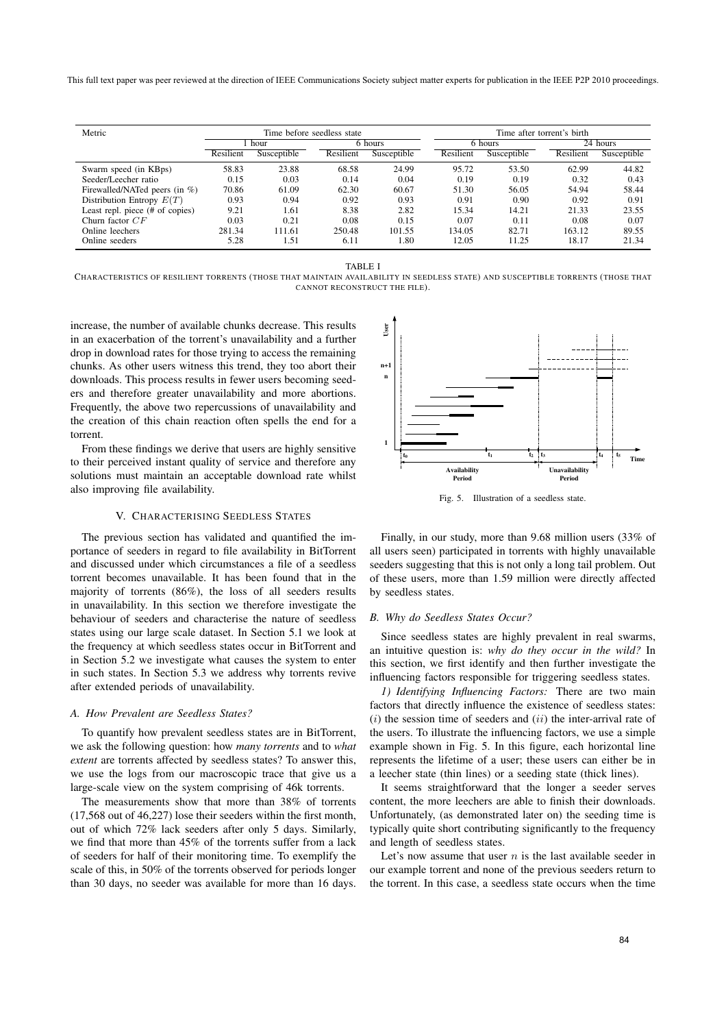| Metric | Time before seedless state | | | | Time after torrent's birth | | | |
|---|---|---|---|---|---|---|---|---|
| | 1 hour | | 6 hours | | 6 hours | | 24 hours | |
| | Resilient | Susceptible | Resilient | Susceptible | Resilient | Susceptible | Resilient | Susceptible |
| Swarm speed (in KBps) | 58.83 | 23.88 | 68.58 | 24.99 | 95.72 | 53.50 | 62.99 | 44.82 |
| Seeder/Leecher ratio | 0.15 | 0.03 | 0.14 | 0.04 | 0.19 | 0.19 | 0.32 | 0.43 |
| Firewalled/NATed peers (in %) | 70.86 | 61.09 | 62.30 | 60.67 | 51.30 | 56.05 | 54.94 | 58.44 |
| Distribution Entropy $E(T)$ | 0.93 | 0.94 | 0.92 | 0.93 | 0.91 | 0.90 | 0.92 | 0.91 |
| Least repl. piece (# of copies) | 9.21 | 1.61 | 8.38 | 2.82 | 15.34 | 14.21 | 21.33 | 23.55 |
| Churn factor $CF$ | 0.03 | 0.21 | 0.08 | 0.15 | 0.07 | 0.11 | 0.08 | 0.07 |
| Online leechers | 281.34 | 111.61 | 250.48 | 101.55 | 134.05 | 82.71 | 163.12 | 89.55 |
| Online seeders | 5.28 | 1.51 | 6.11 | 1.80 | 12.05 | 11.25 | 18.17 | 21.34 |

TABLE I

CHARACTERISTICS OF RESILIENT TORRENTS (THOSE THAT MAINTAIN AVAILABILITY IN SEEDLESS STATE) AND SUSCEPTIBLE TORRENTS (THOSE THAT CANNOT RECONSTRUCT THE FILE).

increase, the number of available chunks decrease. This results in an exacerbation of the torrent's unavailability and a further drop in download rates for those trying to access the remaining chunks. As other users witness this trend, they too abort their downloads. This process results in fewer users becoming seeders and therefore greater unavailability and more abortions. Frequently, the above two repercussions of unavailability and the creation of this chain reaction often spells the end for a torrent.

From these findings we derive that users are highly sensitive to their perceived instant quality of service and therefore any solutions must maintain an acceptable download rate whilst also improving file availability.

## V. CHARACTERISING SEEDLESS STATES

The previous section has validated and quantified the importance of seeders in regard to file availability in BitTorrent and discussed under which circumstances a file of a seedless torrent becomes unavailable. It has been found that in the majority of torrents (86%), the loss of all seeders results in unavailability. In this section we therefore investigate the behaviour of seeders and characterise the nature of seedless states using our large scale dataset. In Section 5.1 we look at the frequency at which seedless states occur in BitTorrent and in Section 5.2 we investigate what causes the system to enter in such states. In Section 5.3 we address why torrents revive after extended periods of unavailability.

### A. How Prevalent are Seedless States?

To quantify how prevalent seedless states are in BitTorrent, we ask the following question: how *many torrents* and to *what extent* are torrents affected by seedless states? To answer this, we use the logs from our macroscopic trace that give us a large-scale view on the system comprising of 46k torrents.

The measurements show that more than 38% of torrents (17,568 out of 46,227) lose their seeders within the first month, out of which 72% lack seeders after only 5 days. Similarly, we find that more than 45% of the torrents suffer from a lack of seeders for half of their monitoring time. To exemplify the scale of this, in 50% of the torrents observed for periods longer than 30 days, no seeder was available for more than 16 days.

Fig. 5. Illustration of a seedless state.

Finally, in our study, more than 9.68 million users (33% of all users seen) participated in torrents with highly unavailable seeders suggesting that this is not only a long tail problem. Out of these users, more than 1.59 million were directly affected by seedless states.

### B. Why do Seedless States Occur?

Since seedless states are highly prevalent in real swarms, an intuitive question is: *why do they occur in the wild?* In this section, we first identify and then further investigate the influencing factors responsible for triggering seedless states.

*1) Identifying Influencing Factors:* There are two main factors that directly influence the existence of seedless states: $(i)$ the session time of seeders and $(ii)$ the inter-arrival rate of the users. To illustrate the influencing factors, we use a simple example shown in Fig. 5. In this figure, each horizontal line represents the lifetime of a user; these users can either be in a leecher state (thin lines) or a seeding state (thick lines).

It seems straightforward that the longer a seeder serves content, the more leechers are able to finish their downloads. Unfortunately, (as demonstrated later on) the seeding time is typically quite short contributing significantly to the frequency and length of seedless states.

Let's now assume that user $n$ is the last available seeder in our example torrent and none of the previous seeders return to the torrent. In this case, a seedless state occurs when the time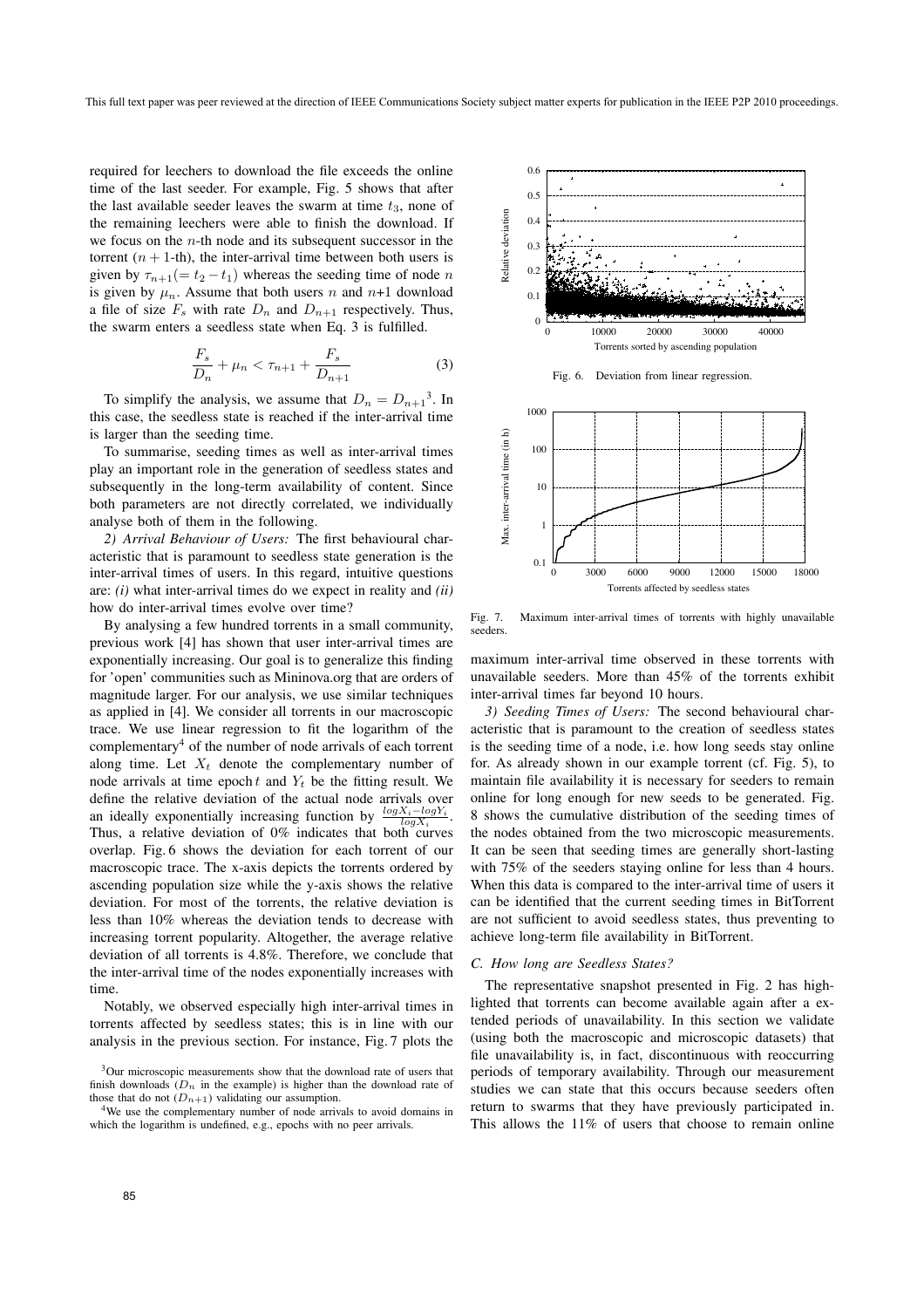required for leechers to download the file exceeds the online time of the last seeder. For example, Fig. 5 shows that after the last available seeder leaves the swarm at time $t_3$, none of the remaining leechers were able to finish the download. If we focus on the $n$-th node and its subsequent successor in the torrent ($n+1$-th), the inter-arrival time between both users is given by $\tau_{n+1}(=t_2-t_1)$ whereas the seeding time of node $n$ is given by $\mu_n$. Assume that both users $n$ and $n$+1 download a file of size $F_s$ with rate $D_n$ and $D_{n+1}$ respectively. Thus, the swarm enters a seedless state when Eq. 3 is fulfilled.

$$\frac{F_s}{D_n} + \mu_n < \tau_{n+1} + \frac{F_s}{D_{n+1}} \tag{3}$$

To simplify the analysis, we assume that $D_n = D_{n+1}$[3]. In this case, the seedless state is reached if the inter-arrival time is larger than the seeding time.

To summarise, seeding times as well as inter-arrival times play an important role in the generation of seedless states and subsequently in the long-term availability of content. Since both parameters are not directly correlated, we individually analyse both of them in the following.

*2) Arrival Behaviour of Users:* The first behavioural characteristic that is paramount to seedless state generation is the inter-arrival times of users. In this regard, intuitive questions are: *(i)* what inter-arrival times do we expect in reality and *(ii)* how do inter-arrival times evolve over time?

By analysing a few hundred torrents in a small community, previous work [4] has shown that user inter-arrival times are exponentially increasing. Our goal is to generalize this finding for 'open' communities such as Mininova.org that are orders of magnitude larger. For our analysis, we use similar techniques as applied in [4]. We consider all torrents in our macroscopic trace. We use linear regression to fit the logarithm of the complementary[4] of the number of node arrivals of each torrent along time. Let $X_t$ denote the complementary number of node arrivals at time epoch $t$ and $Y_t$ be the fitting result. We define the relative deviation of the actual node arrivals over an ideally exponentially increasing function by $\frac{logX_i - logY_i}{logX_i}$. Thus, a relative deviation of 0% indicates that both curves overlap. Fig. 6 shows the deviation for each torrent of our macroscopic trace. The x-axis depicts the torrents ordered by ascending population size while the y-axis shows the relative deviation. For most of the torrents, the relative deviation is less than 10% whereas the deviation tends to decrease with increasing torrent popularity. Altogether, the average relative deviation of all torrents is 4.8%. Therefore, we conclude that the inter-arrival time of the nodes exponentially increases with time.

Notably, we observed especially high inter-arrival times in torrents affected by seedless states; this is in line with our analysis in the previous section. For instance, Fig. 7 plots the maximum inter-arrival time observed in these torrents with unavailable seeders. More than 45% of the torrents exhibit inter-arrival times far beyond 10 hours.

[3]Our microscopic measurements show that the download rate of users that finish downloads ($D_n$ in the example) is higher than the download rate of those that do not ($D_{n+1}$) validating our assumption.

[4]We use the complementary number of node arrivals to avoid domains in which the logarithm is undefined, e.g., epochs with no peer arrivals.

Fig. 6. Deviation from linear regression.

Fig. 7. Maximum inter-arrival times of torrents with highly unavailable seeders.

*3) Seeding Times of Users:* The second behavioural characteristic that is paramount to the creation of seedless states is the seeding time of a node, i.e. how long seeds stay online for. As already shown in our example torrent (cf. Fig. 5), to maintain file availability it is necessary for seeders to remain online for long enough for new seeds to be generated. Fig. 8 shows the cumulative distribution of the seeding times of the nodes obtained from the two microscopic measurements. It can be seen that seeding times are generally short-lasting with 75% of the seeders staying online for less than 4 hours. When this data is compared to the inter-arrival time of users it can be identified that the current seeding times in BitTorrent are not sufficient to avoid seedless states, thus preventing to achieve long-term file availability in BitTorrent.

### C. How long are Seedless States?

The representative snapshot presented in Fig. 2 has highlighted that torrents can become available again after a extended periods of unavailability. In this section we validate (using both the macroscopic and microscopic datasets) that file unavailability is, in fact, discontinuous with reoccurring periods of temporary availability. Through our measurement studies we can state that this occurs because seeders often return to swarms that they have previously participated in. This allows the 11% of users that choose to remain online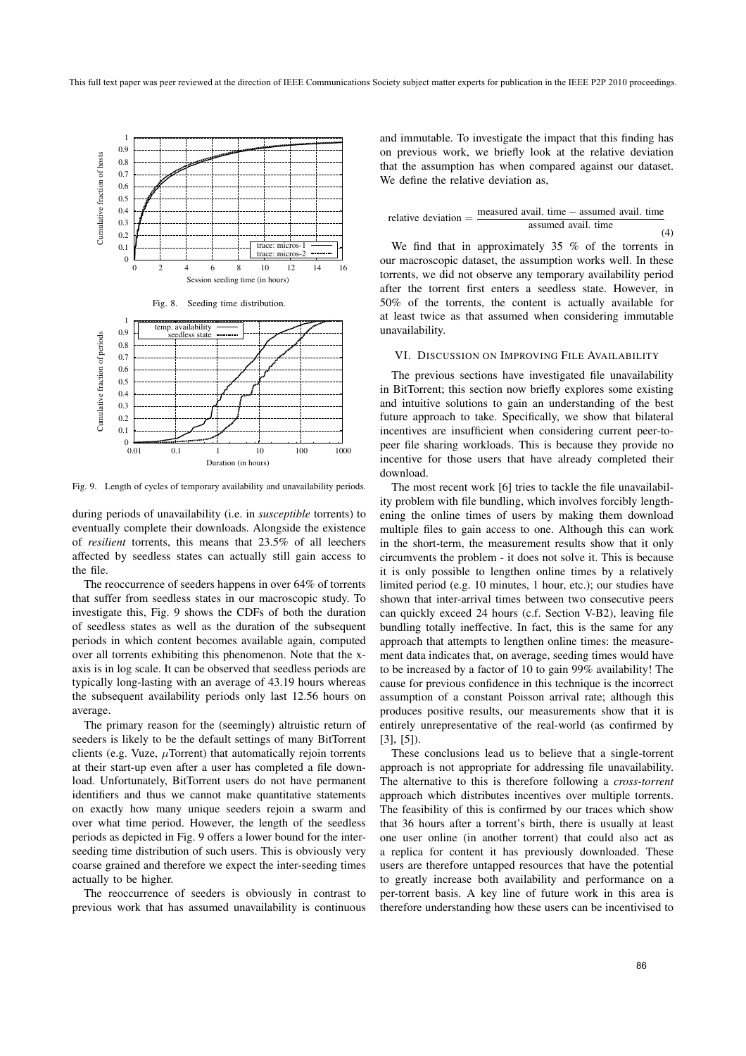Fig. 8. Seeding time distribution.

Fig. 9. Length of cycles of temporary availability and unavailability periods.

during periods of unavailability (i.e. in *susceptible* torrents) to eventually complete their downloads. Alongside the existence of *resilient* torrents, this means that 23.5% of all leechers affected by seedless states can actually still gain access to the file.

The reoccurrence of seeders happens in over 64% of torrents that suffer from seedless states in our macroscopic study. To investigate this, Fig. 9 shows the CDFs of both the duration of seedless states as well as the duration of the subsequent periods in which content becomes available again, computed over all torrents exhibiting this phenomenon. Note that the x-axis is in log scale. It can be observed that seedless periods are typically long-lasting with an average of 43.19 hours whereas the subsequent availability periods only last 12.56 hours on average.

The primary reason for the (seemingly) altruistic return of seeders is likely to be the default settings of many BitTorrent clients (e.g. Vuze, $\mu$Torrent) that automatically rejoin torrents at their start-up even after a user has completed a file download. Unfortunately, BitTorrent users do not have permanent identifiers and thus we cannot make quantitative statements on exactly how many unique seeders rejoin a swarm and over what time period. However, the length of the seedless periods as depicted in Fig. 9 offers a lower bound for the inter-seeding time distribution of such users. This is obviously very coarse grained and therefore we expect the inter-seeding times actually to be higher.

The reoccurrence of seeders is obviously in contrast to previous work that has assumed unavailability is continuous and immutable. To investigate the impact that this finding has on previous work, we briefly look at the relative deviation that the assumption has when compared against our dataset. We define the relative deviation as,

$$\text{relative deviation} = \frac{\text{measured avail. time} - \text{assumed avail. time}}{\text{assumed avail. time}} \quad (4)$$

We find that in approximately 35 % of the torrents in our macroscopic dataset, the assumption works well. In these torrents, we did not observe any temporary availability period after the torrent first enters a seedless state. However, in 50% of the torrents, the content is actually available for at least twice as that assumed when considering immutable unavailability.

## VI. Discussion on Improving File Availability

The previous sections have investigated file unavailability in BitTorrent; this section now briefly explores some existing and intuitive solutions to gain an understanding of the best future approach to take. Specifically, we show that bilateral incentives are insufficient when considering current peer-to-peer file sharing workloads. This is because they provide no incentive for those users that have already completed their download.

The most recent work [6] tries to tackle the file unavailability problem with file bundling, which involves forcibly lengthening the online times of users by making them download multiple files to gain access to one. Although this can work in the short-term, the measurement results show that it only circumvents the problem - it does not solve it. This is because it is only possible to lengthen online times by a relatively limited period (e.g. 10 minutes, 1 hour, etc.); our studies have shown that inter-arrival times between two consecutive peers can quickly exceed 24 hours (c.f. Section V-B2), leaving file bundling totally ineffective. In fact, this is the same for any approach that attempts to lengthen online times: the measurement data indicates that, on average, seeding times would have to be increased by a factor of 10 to gain 99% availability! The cause for previous confidence in this technique is the incorrect assumption of a constant Poisson arrival rate; although this produces positive results, our measurements show that it is entirely unrepresentative of the real-world (as confirmed by [3], [5]).

These conclusions lead us to believe that a single-torrent approach is not appropriate for addressing file unavailability. The alternative to this is therefore following a *cross-torrent* approach which distributes incentives over multiple torrents. The feasibility of this is confirmed by our traces which show that 36 hours after a torrent's birth, there is usually at least one user online (in another torrent) that could also act as a replica for content it has previously downloaded. These users are therefore untapped resources that have the potential to greatly increase both availability and performance on a per-torrent basis. A key line of future work in this area is therefore understanding how these users can be incentivised to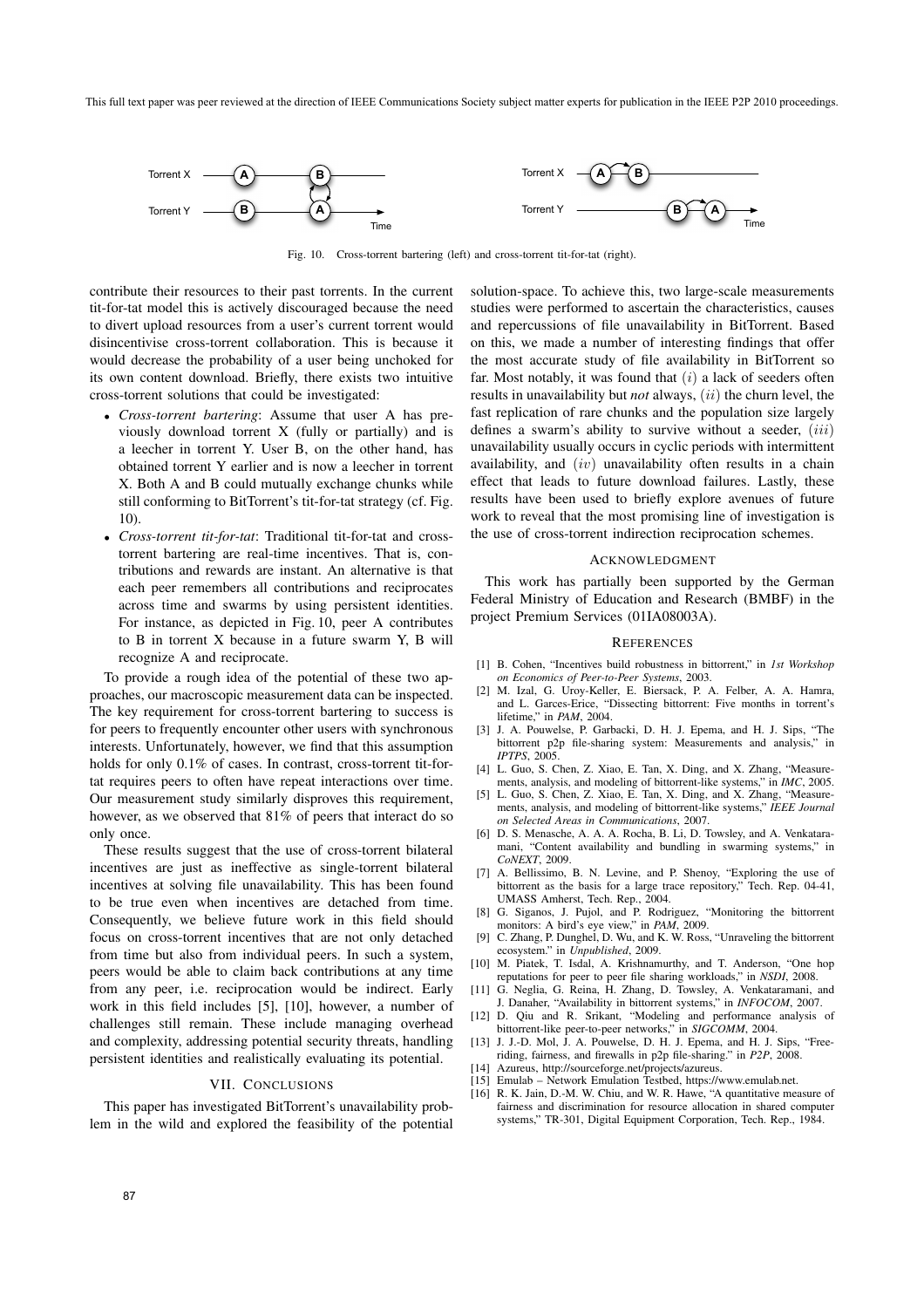Torrent X
Torrent Y
A
B
B
A
Time

Torrent X
Torrent Y
A
B
B
A
Time

Fig. 10. Cross-torrent bartering (left) and cross-torrent tit-for-tat (right).

contribute their resources to their past torrents. In the current tit-for-tat model this is actively discouraged because the need to divert upload resources from a user's current torrent would disincentivise cross-torrent collaboration. This is because it would decrease the probability of a user being unchoked for its own content download. Briefly, there exists two intuitive cross-torrent solutions that could be investigated:

- *Cross-torrent bartering*: Assume that user A has previously download torrent X (fully or partially) and is a leecher in torrent Y. User B, on the other hand, has obtained torrent Y earlier and is now a leecher in torrent X. Both A and B could mutually exchange chunks while still conforming to BitTorrent's tit-for-tat strategy (cf. Fig. 10).
- *Cross-torrent tit-for-tat*: Traditional tit-for-tat and cross-torrent bartering are real-time incentives. That is, contributions and rewards are instant. An alternative is that each peer remembers all contributions and reciprocates across time and swarms by using persistent identities. For instance, as depicted in Fig. 10, peer A contributes to B in torrent X because in a future swarm Y, B will recognize A and reciprocate.

To provide a rough idea of the potential of these two approaches, our macroscopic measurement data can be inspected. The key requirement for cross-torrent bartering to success is for peers to frequently encounter other users with synchronous interests. Unfortunately, however, we find that this assumption holds for only 0.1% of cases. In contrast, cross-torrent tit-for-tat requires peers to often have repeat interactions over time. Our measurement study similarly disproves this requirement, however, as we observed that 81% of peers that interact do so only once.

These results suggest that the use of cross-torrent bilateral incentives are just as ineffective as single-torrent bilateral incentives at solving file unavailability. This has been found to be true even when incentives are detached from time. Consequently, we believe future work in this field should focus on cross-torrent incentives that are not only detached from time but also from individual peers. In such a system, peers would be able to claim back contributions at any time from any peer, i.e. reciprocation would be indirect. Early work in this field includes [5], [10], however, a number of challenges still remain. These include managing overhead and complexity, addressing potential security threats, handling persistent identities and realistically evaluating its potential.

## VII. Conclusions

This paper has investigated BitTorrent's unavailability problem in the wild and explored the feasibility of the potential solution-space. To achieve this, two large-scale measurements studies were performed to ascertain the characteristics, causes and repercussions of file unavailability in BitTorrent. Based on this, we made a number of interesting findings that offer the most accurate study of file availability in BitTorrent so far. Most notably, it was found that $(i)$ a lack of seeders often results in unavailability but *not* always, $(ii)$ the churn level, the fast replication of rare chunks and the population size largely defines a swarm's ability to survive without a seeder, $(iii)$ unavailability usually occurs in cyclic periods with intermittent availability, and $(iv)$ unavailability often results in a chain effect that leads to future download failures. Lastly, these results have been used to briefly explore avenues of future work to reveal that the most promising line of investigation is the use of cross-torrent indirection reciprocation schemes.

## Acknowledgment

This work has partially been supported by the German Federal Ministry of Education and Research (BMBF) in the project Premium Services (01IA08003A).

## References

[1] B. Cohen, "Incentives build robustness in bittorrent," in *1st Workshop on Economics of Peer-to-Peer Systems*, 2003.

[2] M. Izal, G. Uroy-Keller, E. Biersack, P. A. Felber, A. A. Hamra, and L. Garces-Erice, "Dissecting bittorrent: Five months in torrent's lifetime," in *PAM*, 2004.

[3] J. A. Pouwelse, P. Garbacki, D. H. J. Epema, and H. J. Sips, "The bittorrent p2p file-sharing system: Measurements and analysis," in *IPTPS*, 2005.

[4] L. Guo, S. Chen, Z. Xiao, E. Tan, X. Ding, and X. Zhang, "Measurements, analysis, and modeling of bittorrent-like systems," in *IMC*, 2005.

[5] L. Guo, S. Chen, Z. Xiao, E. Tan, X. Ding, and X. Zhang, "Measurements, analysis, and modeling of bittorrent-like systems," *IEEE Journal on Selected Areas in Communications*, 2007.

[6] D. S. Menasche, A. A. A. Rocha, B. Li, D. Towsley, and A. Venkataramani, "Content availability and bundling in swarming systems," in *CoNEXT*, 2009.

[7] A. Bellissimo, B. N. Levine, and P. Shenoy, "Exploring the use of bittorrent as the basis for a large trace repository," Tech. Rep. 04-41, UMASS Amherst, Tech. Rep., 2004.

[8] G. Siganos, J. Pujol, and P. Rodriguez, "Monitoring the bittorrent monitors: A bird's eye view," in *PAM*, 2009.

[9] C. Zhang, P. Dunghel, D. Wu, and K. W. Ross, "Unraveling the bittorrent ecosystem." in *Unpublished*, 2009.

[10] M. Piatek, T. Isdal, A. Krishnamurthy, and T. Anderson, "One hop reputations for peer to peer file sharing workloads," in *NSDI*, 2008.

[11] G. Neglia, G. Reina, H. Zhang, D. Towsley, A. Venkataramani, and J. Danaher, "Availability in bittorrent systems," in *INFOCOM*, 2007.

[12] D. Qiu and R. Srikant, "Modeling and performance analysis of bittorrent-like peer-to-peer networks," in *SIGCOMM*, 2004.

[13] J. J.-D. Mol, J. A. Pouwelse, D. H. J. Epema, and H. J. Sips, "Free-riding, fairness, and firewalls in p2p file-sharing." in *P2P*, 2008.

[14] Azureus, http://sourceforge.net/projects/azureus.

[15] Emulab – Network Emulation Testbed, https://www.emulab.net.

[16] R. K. Jain, D.-M. W. Chiu, and W. R. Hawe, "A quantitative measure of fairness and discrimination for resource allocation in shared computer systems," TR-301, Digital Equipment Corporation, Tech. Rep., 1984.